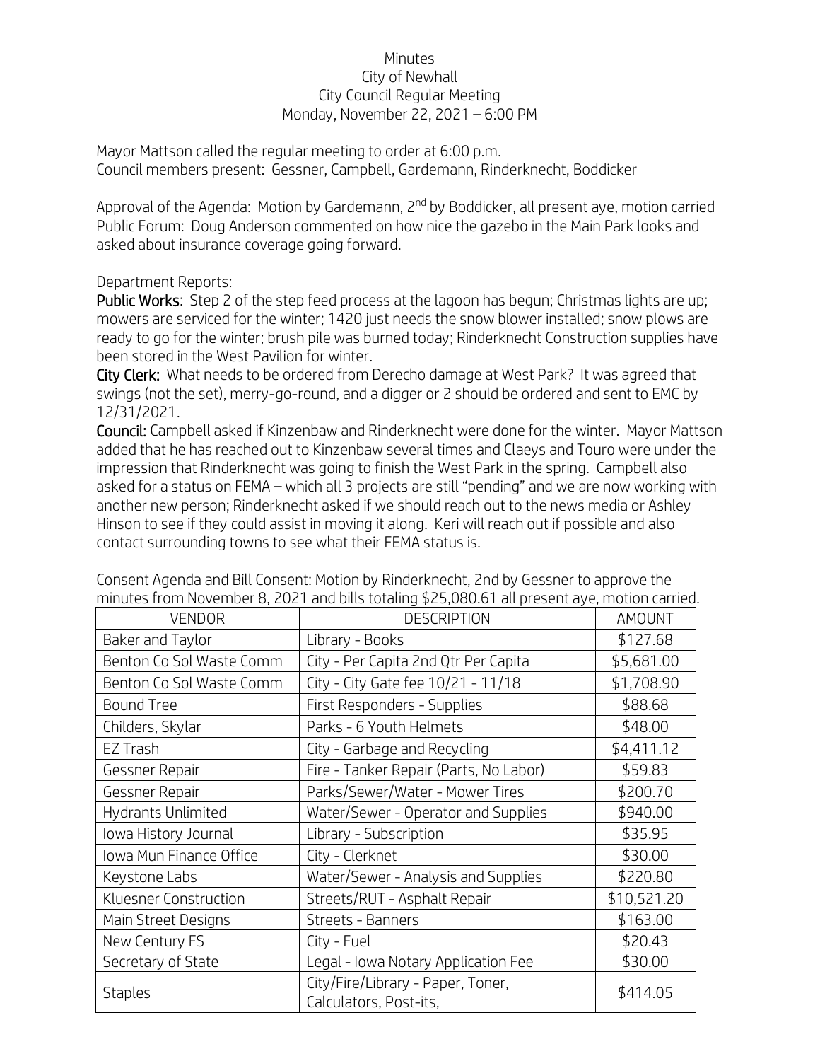Minutes
City of Newhall
City Council Regular Meeting
Monday, November 22, 2021 – 6:00 PM

Mayor Mattson called the regular meeting to order at 6:00 p.m.
Council members present: Gessner, Campbell, Gardemann, Rinderknecht, Boddicker

Approval of the Agenda: Motion by Gardemann, 2nd by Boddicker, all present aye, motion carried
Public Forum: Doug Anderson commented on how nice the gazebo in the Main Park looks and asked about insurance coverage going forward.

Department Reports:
**Public Works**: Step 2 of the step feed process at the lagoon has begun; Christmas lights are up; mowers are serviced for the winter; 1420 just needs the snow blower installed; snow plows are ready to go for the winter; brush pile was burned today; Rinderknecht Construction supplies have been stored in the West Pavilion for winter.
**City Clerk:** What needs to be ordered from Derecho damage at West Park? It was agreed that swings (not the set), merry-go-round, and a digger or 2 should be ordered and sent to EMC by 12/31/2021.
**Council:** Campbell asked if Kinzenbaw and Rinderknecht were done for the winter. Mayor Mattson added that he has reached out to Kinzenbaw several times and Claeys and Touro were under the impression that Rinderknecht was going to finish the West Park in the spring. Campbell also asked for a status on FEMA – which all 3 projects are still "pending" and we are now working with another new person; Rinderknecht asked if we should reach out to the news media or Ashley Hinson to see if they could assist in moving it along. Keri will reach out if possible and also contact surrounding towns to see what their FEMA status is.

Consent Agenda and Bill Consent: Motion by Rinderknecht, 2nd by Gessner to approve the minutes from November 8, 2021 and bills totaling $25,080.61 all present aye, motion carried.

| VENDOR | DESCRIPTION | AMOUNT |
| --- | --- | --- |
| Baker and Taylor | Library - Books | $127.68 |
| Benton Co Sol Waste Comm | City - Per Capita 2nd Qtr Per Capita | $5,681.00 |
| Benton Co Sol Waste Comm | City - City Gate fee 10/21 - 11/18 | $1,708.90 |
| Bound Tree | First Responders - Supplies | $88.68 |
| Childers, Skylar | Parks - 6 Youth Helmets | $48.00 |
| EZ Trash | City - Garbage and Recycling | $4,411.12 |
| Gessner Repair | Fire - Tanker Repair (Parts, No Labor) | $59.83 |
| Gessner Repair | Parks/Sewer/Water - Mower Tires | $200.70 |
| Hydrants Unlimited | Water/Sewer - Operator and Supplies | $940.00 |
| Iowa History Journal | Library - Subscription | $35.95 |
| Iowa Mun Finance Office | City - Clerknet | $30.00 |
| Keystone Labs | Water/Sewer - Analysis and Supplies | $220.80 |
| Kluesner Construction | Streets/RUT - Asphalt Repair | $10,521.20 |
| Main Street Designs | Streets - Banners | $163.00 |
| New Century FS | City - Fuel | $20.43 |
| Secretary of State | Legal - Iowa Notary Application Fee | $30.00 |
| Staples | City/Fire/Library - Paper, Toner, Calculators, Post-its, | $414.05 |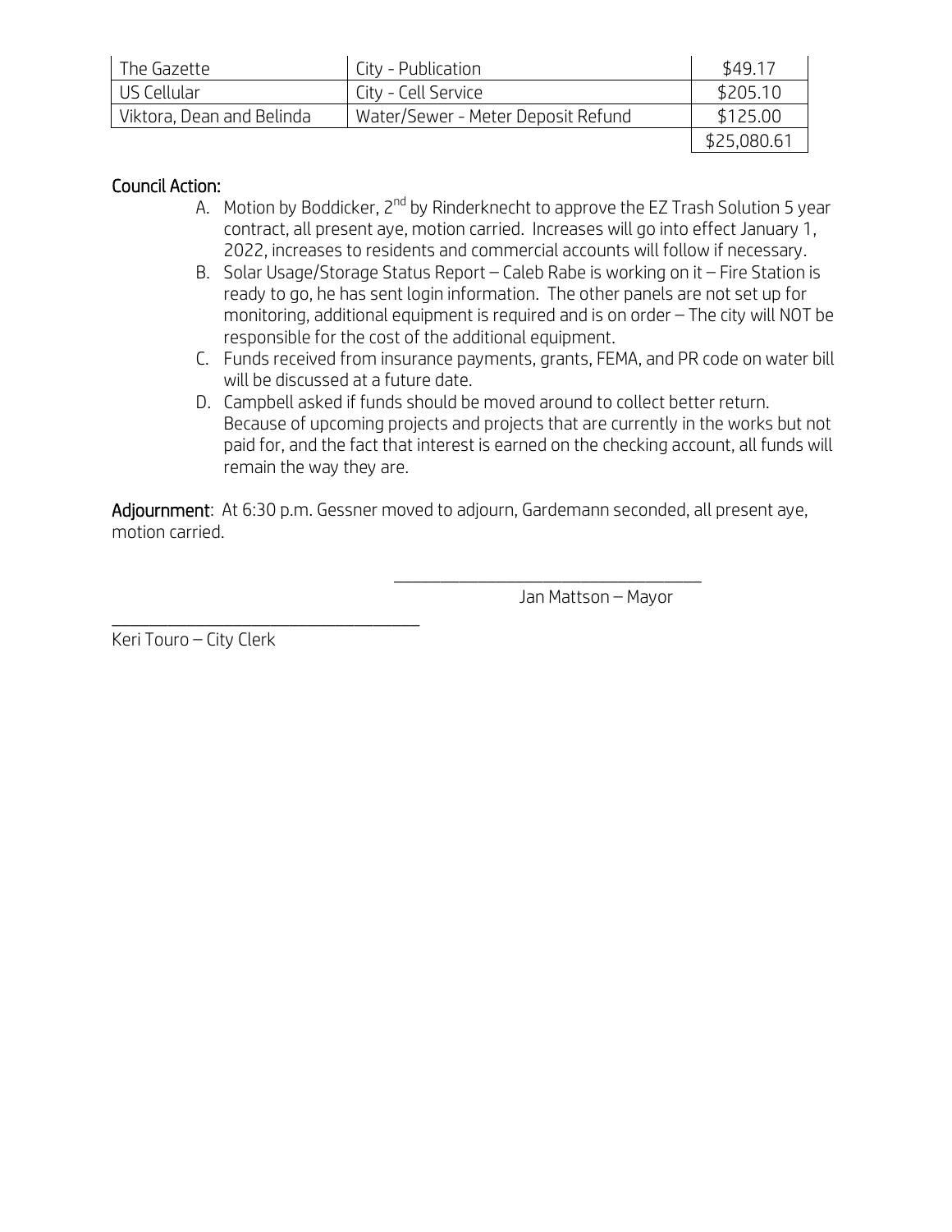| | | |
|---|---|---|
| The Gazette | City - Publication | \$49.17 |
| US Cellular | City - Cell Service | \$205.10 |
| Viktora, Dean and Belinda | Water/Sewer - Meter Deposit Refund | \$125.00 |
| | | \$25,080.61 |

**Council Action:**

A. Motion by Boddicker, 2nd by Rinderknecht to approve the EZ Trash Solution 5 year contract, all present aye, motion carried. Increases will go into effect January 1, 2022, increases to residents and commercial accounts will follow if necessary.

B. Solar Usage/Storage Status Report – Caleb Rabe is working on it – Fire Station is ready to go, he has sent login information. The other panels are not set up for monitoring, additional equipment is required and is on order – The city will NOT be responsible for the cost of the additional equipment.

C. Funds received from insurance payments, grants, FEMA, and PR code on water bill will be discussed at a future date.

D. Campbell asked if funds should be moved around to collect better return. Because of upcoming projects and projects that are currently in the works but not paid for, and the fact that interest is earned on the checking account, all funds will remain the way they are.

**Adjournment**: At 6:30 p.m. Gessner moved to adjourn, Gardemann seconded, all present aye, motion carried.

\_\_\_\_\_\_\_\_\_\_\_\_\_\_\_\_\_\_\_\_\_\_\_\_\_\_\_\_\_\_\_\_\_\_\_\_

Jan Mattson – Mayor

\_\_\_\_\_\_\_\_\_\_\_\_\_\_\_\_\_\_\_\_\_\_\_\_\_\_\_\_\_\_\_\_\_\_\_\_

Keri Touro – City Clerk